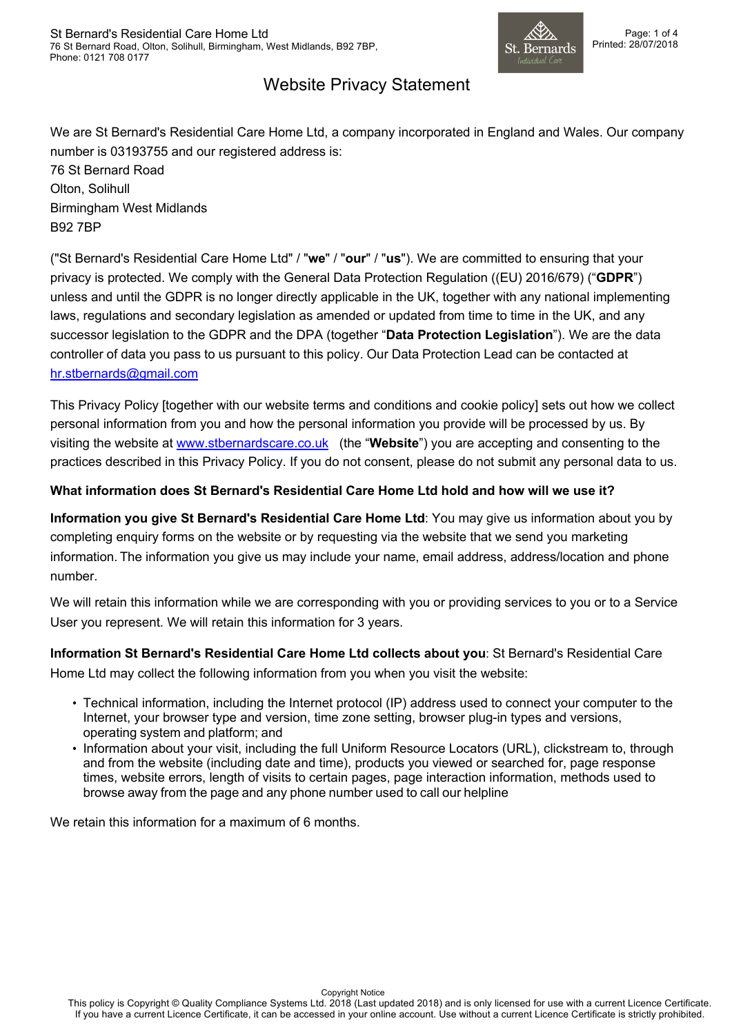# Website Privacy Statement

We are St Bernard's Residential Care Home Ltd, a company incorporated in England and Wales. Our company number is 03193755 and our registered address is:
76 St Bernard Road
Olton, Solihull
Birmingham West Midlands
B92 7BP

("St Bernard's Residential Care Home Ltd" / "**we**" / "**our**" / "**us**"). We are committed to ensuring that your privacy is protected. We comply with the General Data Protection Regulation ((EU) 2016/679) ("**GDPR**") unless and until the GDPR is no longer directly applicable in the UK, together with any national implementing laws, regulations and secondary legislation as amended or updated from time to time in the UK, and any successor legislation to the GDPR and the DPA (together "**Data Protection Legislation**"). We are the data controller of data you pass to us pursuant to this policy. Our Data Protection Lead can be contacted at hr.stbernards@gmail.com

This Privacy Policy [together with our website terms and conditions and cookie policy] sets out how we collect personal information from you and how the personal information you provide will be processed by us. By visiting the website at www.stbernardscare.co.uk (the "**Website**") you are accepting and consenting to the practices described in this Privacy Policy. If you do not consent, please do not submit any personal data to us.

**What information does St Bernard's Residential Care Home Ltd hold and how will we use it?**

**Information you give St Bernard's Residential Care Home Ltd**: You may give us information about you by completing enquiry forms on the website or by requesting via the website that we send you marketing information. The information you give us may include your name, email address, address/location and phone number.

We will retain this information while we are corresponding with you or providing services to you or to a Service User you represent. We will retain this information for 3 years.

**Information St Bernard's Residential Care Home Ltd collects about you**: St Bernard's Residential Care Home Ltd may collect the following information from you when you visit the website:

- Technical information, including the Internet protocol (IP) address used to connect your computer to the Internet, your browser type and version, time zone setting, browser plug-in types and versions, operating system and platform; and
- Information about your visit, including the full Uniform Resource Locators (URL), clickstream to, through and from the website (including date and time), products you viewed or searched for, page response times, website errors, length of visits to certain pages, page interaction information, methods used to browse away from the page and any phone number used to call our helpline

We retain this information for a maximum of 6 months.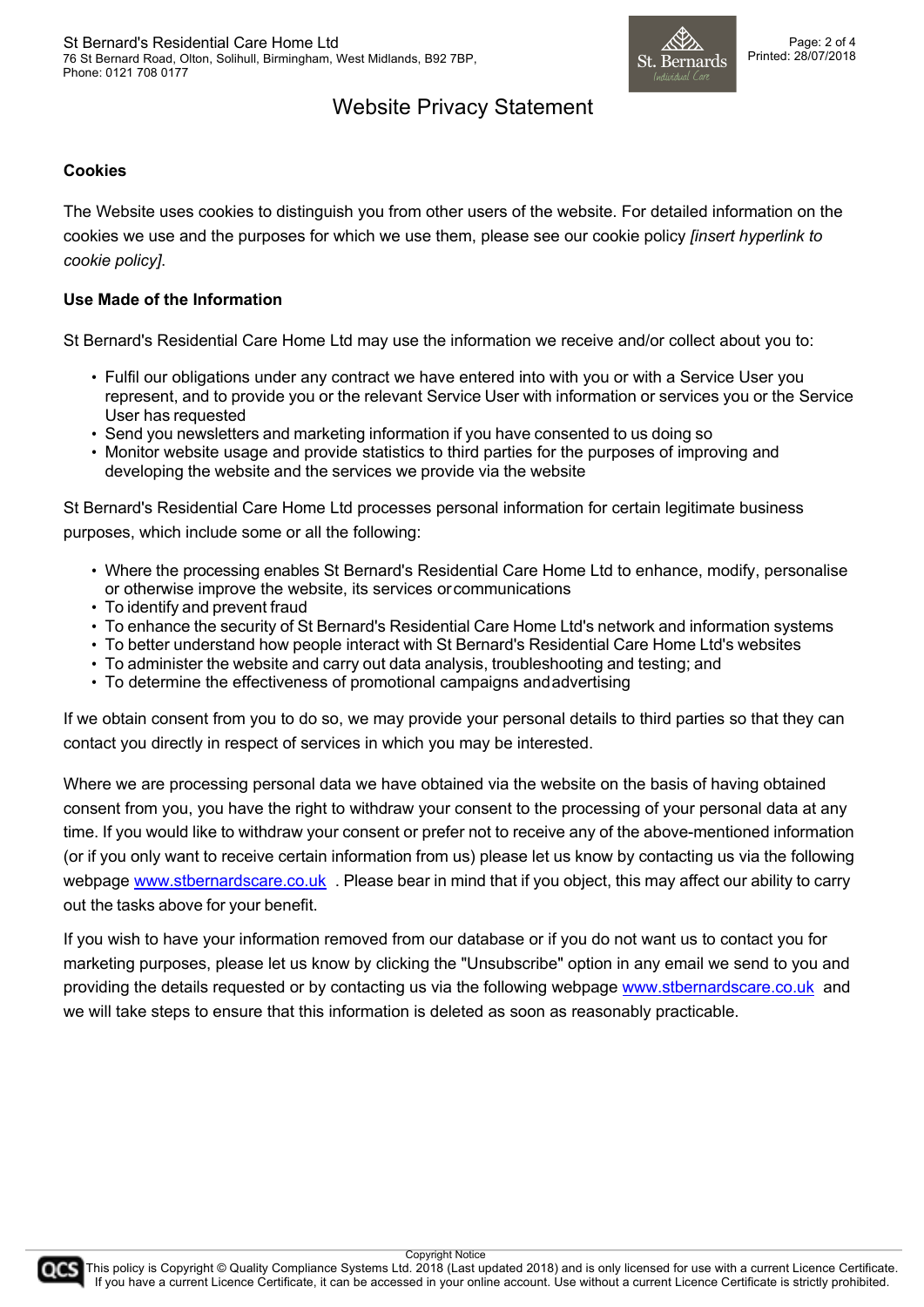### Cookies

The Website uses cookies to distinguish you from other users of the website. For detailed information on the cookies we use and the purposes for which we use them, please see our cookie policy *[insert hyperlink to cookie policy]*.

### Use Made of the Information

St Bernard's Residential Care Home Ltd may use the information we receive and/or collect about you to:

- Fulfil our obligations under any contract we have entered into with you or with a Service User you represent, and to provide you or the relevant Service User with information or services you or the Service User has requested
- Send you newsletters and marketing information if you have consented to us doing so
- Monitor website usage and provide statistics to third parties for the purposes of improving and developing the website and the services we provide via the website

St Bernard's Residential Care Home Ltd processes personal information for certain legitimate business purposes, which include some or all the following:

- Where the processing enables St Bernard's Residential Care Home Ltd to enhance, modify, personalise or otherwise improve the website, its services or communications
- To identify and prevent fraud
- To enhance the security of St Bernard's Residential Care Home Ltd's network and information systems
- To better understand how people interact with St Bernard's Residential Care Home Ltd's websites
- To administer the website and carry out data analysis, troubleshooting and testing; and
- To determine the effectiveness of promotional campaigns and advertising

If we obtain consent from you to do so, we may provide your personal details to third parties so that they can contact you directly in respect of services in which you may be interested.

Where we are processing personal data we have obtained via the website on the basis of having obtained consent from you, you have the right to withdraw your consent to the processing of your personal data at any time. If you would like to withdraw your consent or prefer not to receive any of the above-mentioned information (or if you only want to receive certain information from us) please let us know by contacting us via the following webpage www.stbernardscare.co.uk . Please bear in mind that if you object, this may affect our ability to carry out the tasks above for your benefit.

If you wish to have your information removed from our database or if you do not want us to contact you for marketing purposes, please let us know by clicking the "Unsubscribe" option in any email we send to you and providing the details requested or by contacting us via the following webpage www.stbernardscare.co.uk and we will take steps to ensure that this information is deleted as soon as reasonably practicable.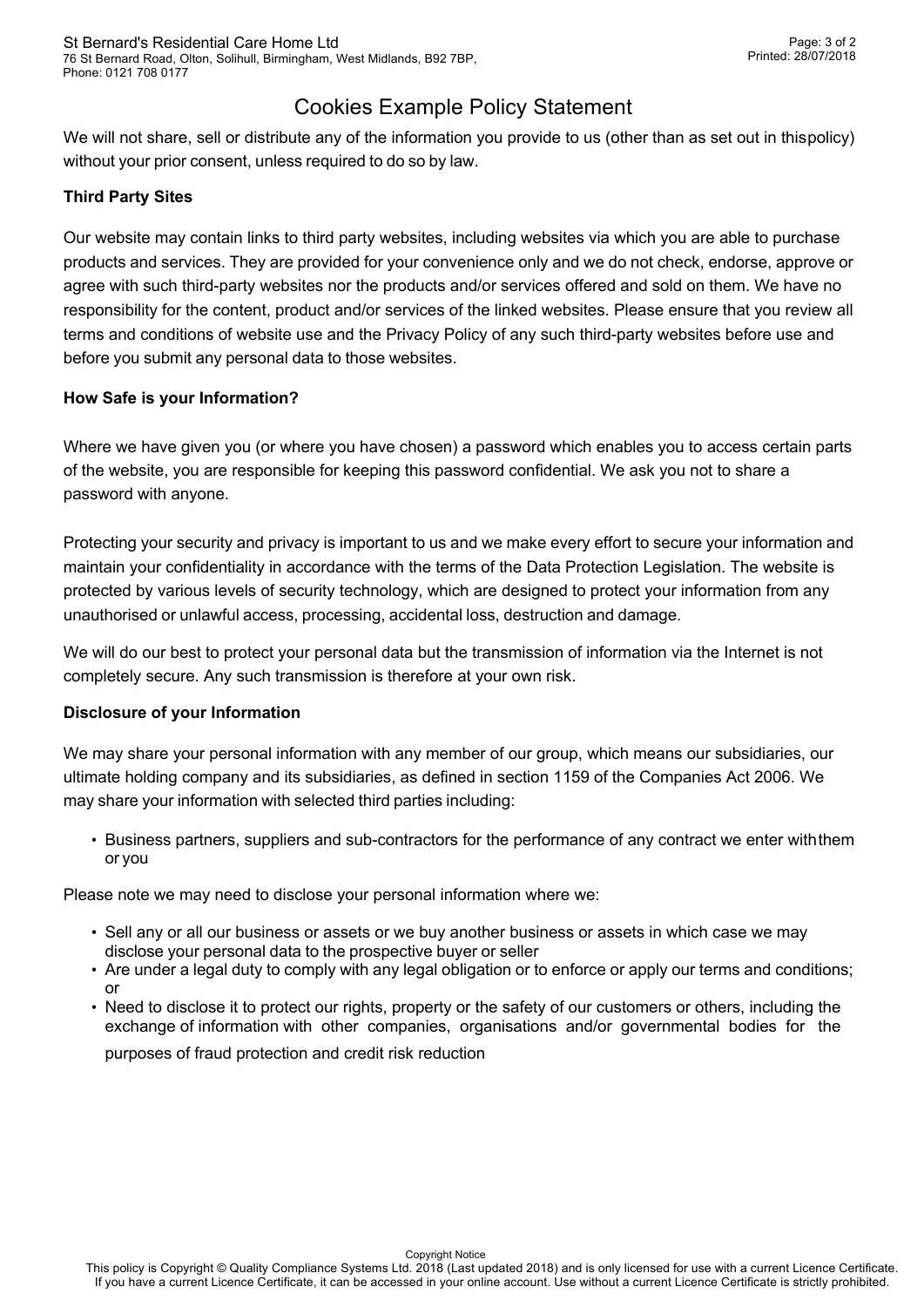# Cookies Example Policy Statement

We will not share, sell or distribute any of the information you provide to us (other than as set out in thispolicy) without your prior consent, unless required to do so by law.

**Third Party Sites**

Our website may contain links to third party websites, including websites via which you are able to purchase products and services. They are provided for your convenience only and we do not check, endorse, approve or agree with such third-party websites nor the products and/or services offered and sold on them. We have no responsibility for the content, product and/or services of the linked websites. Please ensure that you review all terms and conditions of website use and the Privacy Policy of any such third-party websites before use and before you submit any personal data to those websites.

**How Safe is your Information?**

Where we have given you (or where you have chosen) a password which enables you to access certain parts of the website, you are responsible for keeping this password confidential. We ask you not to share a password with anyone.

Protecting your security and privacy is important to us and we make every effort to secure your information and maintain your confidentiality in accordance with the terms of the Data Protection Legislation. The website is protected by various levels of security technology, which are designed to protect your information from any unauthorised or unlawful access, processing, accidental loss, destruction and damage.

We will do our best to protect your personal data but the transmission of information via the Internet is not completely secure. Any such transmission is therefore at your own risk.

**Disclosure of your Information**

We may share your personal information with any member of our group, which means our subsidiaries, our ultimate holding company and its subsidiaries, as defined in section 1159 of the Companies Act 2006. We may share your information with selected third parties including:

- Business partners, suppliers and sub-contractors for the performance of any contract we enter withthem or you

Please note we may need to disclose your personal information where we:

- Sell any or all our business or assets or we buy another business or assets in which case we may disclose your personal data to the prospective buyer or seller
- Are under a legal duty to comply with any legal obligation or to enforce or apply our terms and conditions; or
- Need to disclose it to protect our rights, property or the safety of our customers or others, including the exchange of information with other companies, organisations and/or governmental bodies for the purposes of fraud protection and credit risk reduction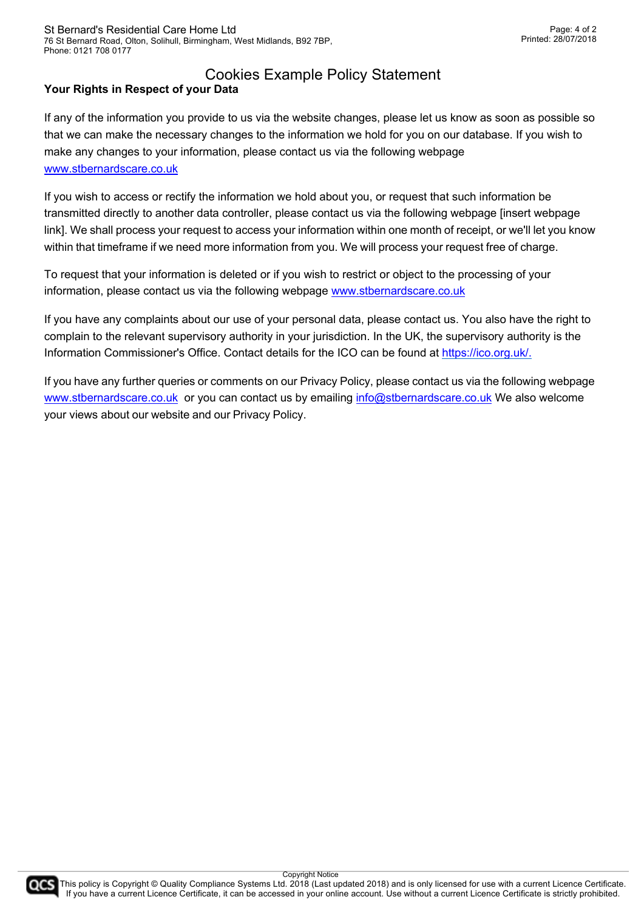## Your Rights in Respect of your Data

If any of the information you provide to us via the website changes, please let us know as soon as possible so that we can make the necessary changes to the information we hold for you on our database. If you wish to make any changes to your information, please contact us via the following webpage www.stbernardscare.co.uk

If you wish to access or rectify the information we hold about you, or request that such information be transmitted directly to another data controller, please contact us via the following webpage [insert webpage link]. We shall process your request to access your information within one month of receipt, or we'll let you know within that timeframe if we need more information from you. We will process your request free of charge.

To request that your information is deleted or if you wish to restrict or object to the processing of your information, please contact us via the following webpage www.stbernardscare.co.uk

If you have any complaints about our use of your personal data, please contact us. You also have the right to complain to the relevant supervisory authority in your jurisdiction. In the UK, the supervisory authority is the Information Commissioner's Office. Contact details for the ICO can be found at https://ico.org.uk/.

If you have any further queries or comments on our Privacy Policy, please contact us via the following webpage www.stbernardscare.co.uk or you can contact us by emailing info@stbernardscare.co.uk We also welcome your views about our website and our Privacy Policy.